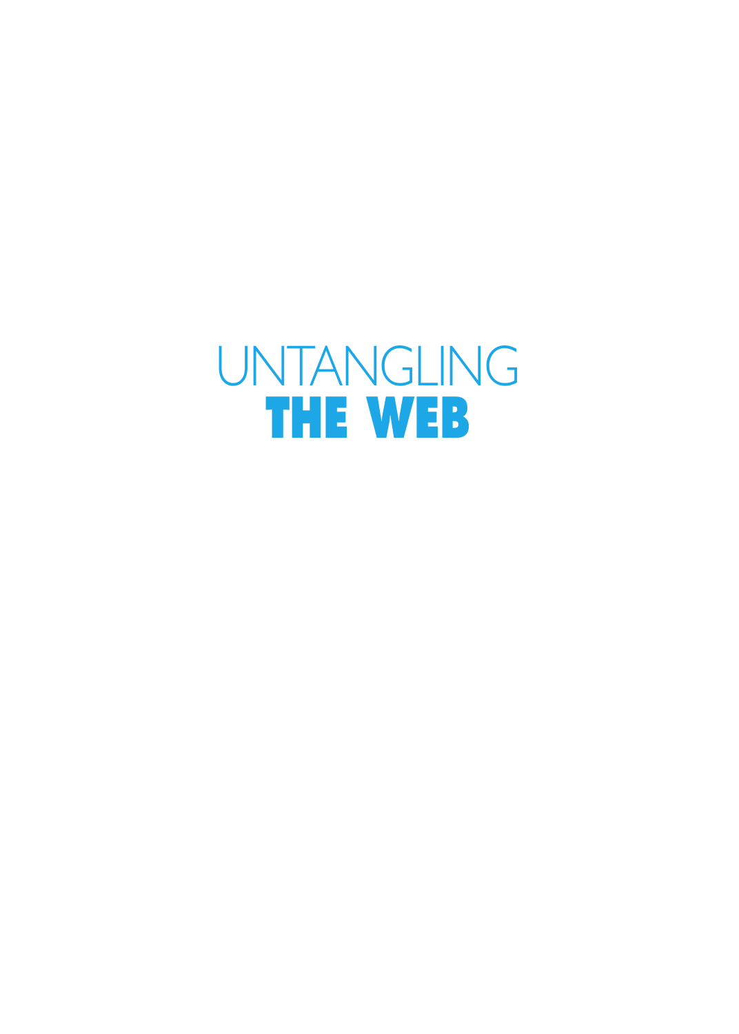# UNTANGLING **THE WEB**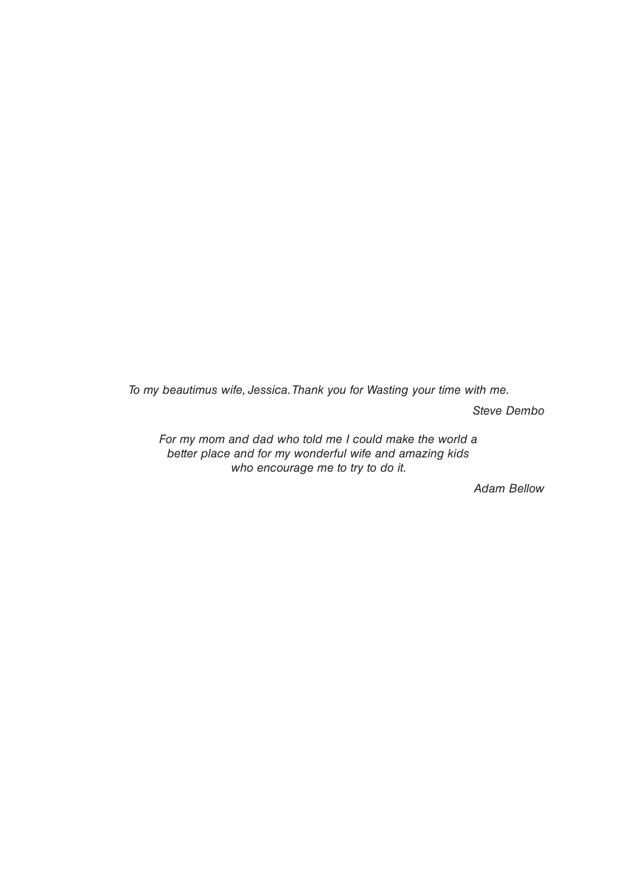*To my beautimus wife, Jessica. Thank you for Wasting your time with me.*

*Steve Dembo*

*For my mom and dad who told me I could make the world a better place and for my wonderful wife and amazing kids who encourage me to try to do it.*

*Adam Bellow*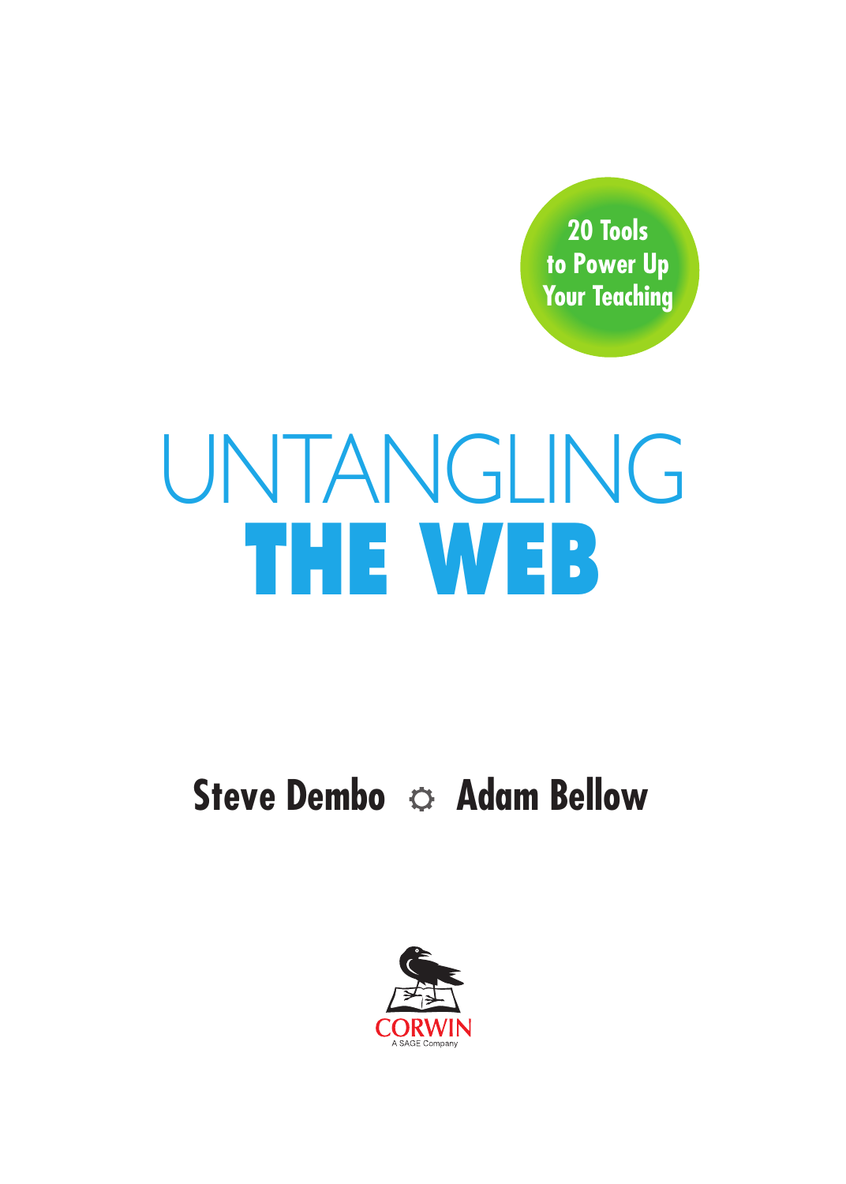20 Tools to Power Up Your Teaching

# UNTANGLING THE WEB

**Steve Dembo ☼ Adam Bellow**

CORWIN
A SAGE Company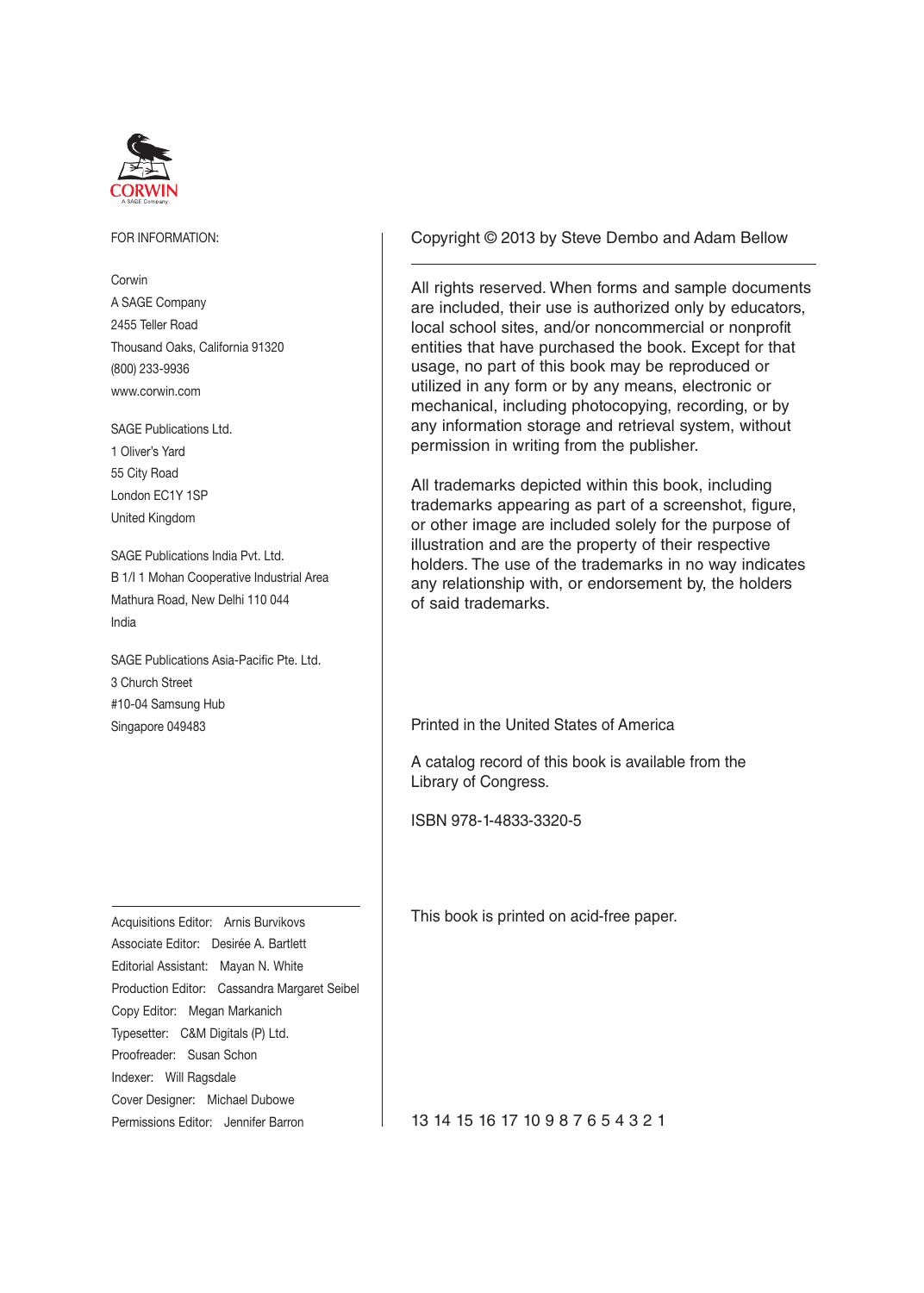CORWIN

A SAGE Company

FOR INFORMATION:

Corwin
A SAGE Company
2455 Teller Road
Thousand Oaks, California 91320
(800) 233-9936
www.corwin.com

SAGE Publications Ltd.
1 Oliver's Yard
55 City Road
London EC1Y 1SP
United Kingdom

SAGE Publications India Pvt. Ltd.
B 1/I 1 Mohan Cooperative Industrial Area
Mathura Road, New Delhi 110 044
India

SAGE Publications Asia-Pacific Pte. Ltd.
3 Church Street
#10-04 Samsung Hub
Singapore 049483

Acquisitions Editor: Arnis Burvikovs
Associate Editor: Desirée A. Bartlett
Editorial Assistant: Mayan N. White
Production Editor: Cassandra Margaret Seibel
Copy Editor: Megan Markanich
Typesetter: C&M Digitals (P) Ltd.
Proofreader: Susan Schon
Indexer: Will Ragsdale
Cover Designer: Michael Dubowe
Permissions Editor: Jennifer Barron

Copyright © 2013 by Steve Dembo and Adam Bellow

All rights reserved. When forms and sample documents are included, their use is authorized only by educators, local school sites, and/or noncommercial or nonprofit entities that have purchased the book. Except for that usage, no part of this book may be reproduced or utilized in any form or by any means, electronic or mechanical, including photocopying, recording, or by any information storage and retrieval system, without permission in writing from the publisher.

All trademarks depicted within this book, including trademarks appearing as part of a screenshot, figure, or other image are included solely for the purpose of illustration and are the property of their respective holders. The use of the trademarks in no way indicates any relationship with, or endorsement by, the holders of said trademarks.

Printed in the United States of America

A catalog record of this book is available from the Library of Congress.

ISBN 978-1-4833-3320-5

This book is printed on acid-free paper.

13 14 15 16 17 10 9 8 7 6 5 4 3 2 1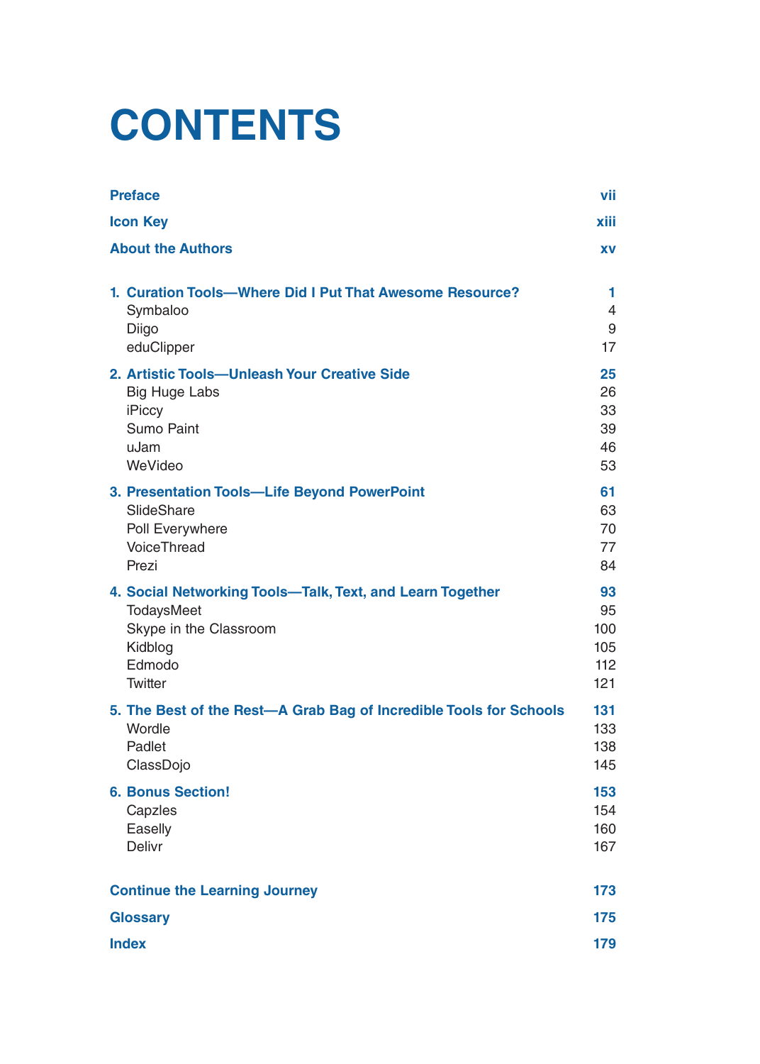# CONTENTS

| | |
|---|---|
| **Preface** | **vii** |
| **Icon Key** | **xiii** |
| **About the Authors** | **xv** |
| **1. Curation Tools—Where Did I Put That Awesome Resource?** | **1** |
| Symbaloo | 4 |
| Diigo | 9 |
| eduClipper | 17 |
| **2. Artistic Tools—Unleash Your Creative Side** | **25** |
| Big Huge Labs | 26 |
| iPiccy | 33 |
| Sumo Paint | 39 |
| uJam | 46 |
| WeVideo | 53 |
| **3. Presentation Tools—Life Beyond PowerPoint** | **61** |
| SlideShare | 63 |
| Poll Everywhere | 70 |
| VoiceThread | 77 |
| Prezi | 84 |
| **4. Social Networking Tools—Talk, Text, and Learn Together** | **93** |
| TodaysMeet | 95 |
| Skype in the Classroom | 100 |
| Kidblog | 105 |
| Edmodo | 112 |
| Twitter | 121 |
| **5. The Best of the Rest—A Grab Bag of Incredible Tools for Schools** | **131** |
| Wordle | 133 |
| Padlet | 138 |
| ClassDojo | 145 |
| **6. Bonus Section!** | **153** |
| Capzles | 154 |
| Easelly | 160 |
| Delivr | 167 |
| **Continue the Learning Journey** | **173** |
| **Glossary** | **175** |
| **Index** | **179** |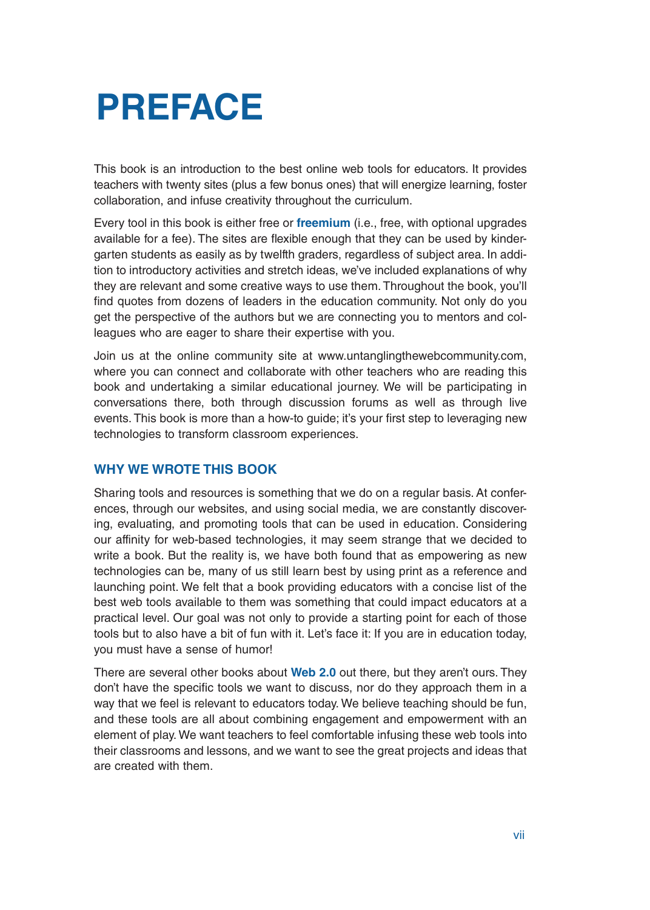# PREFACE

This book is an introduction to the best online web tools for educators. It provides teachers with twenty sites (plus a few bonus ones) that will energize learning, foster collaboration, and infuse creativity throughout the curriculum.

Every tool in this book is either free or **freemium** (i.e., free, with optional upgrades available for a fee). The sites are flexible enough that they can be used by kindergarten students as easily as by twelfth graders, regardless of subject area. In addition to introductory activities and stretch ideas, we've included explanations of why they are relevant and some creative ways to use them. Throughout the book, you'll find quotes from dozens of leaders in the education community. Not only do you get the perspective of the authors but we are connecting you to mentors and colleagues who are eager to share their expertise with you.

Join us at the online community site at www.untanglingthewebcommunity.com, where you can connect and collaborate with other teachers who are reading this book and undertaking a similar educational journey. We will be participating in conversations there, both through discussion forums as well as through live events. This book is more than a how-to guide; it's your first step to leveraging new technologies to transform classroom experiences.

## WHY WE WROTE THIS BOOK

Sharing tools and resources is something that we do on a regular basis. At conferences, through our websites, and using social media, we are constantly discovering, evaluating, and promoting tools that can be used in education. Considering our affinity for web-based technologies, it may seem strange that we decided to write a book. But the reality is, we have both found that as empowering as new technologies can be, many of us still learn best by using print as a reference and launching point. We felt that a book providing educators with a concise list of the best web tools available to them was something that could impact educators at a practical level. Our goal was not only to provide a starting point for each of those tools but to also have a bit of fun with it. Let's face it: If you are in education today, you must have a sense of humor!

There are several other books about **Web 2.0** out there, but they aren't ours. They don't have the specific tools we want to discuss, nor do they approach them in a way that we feel is relevant to educators today. We believe teaching should be fun, and these tools are all about combining engagement and empowerment with an element of play. We want teachers to feel comfortable infusing these web tools into their classrooms and lessons, and we want to see the great projects and ideas that are created with them.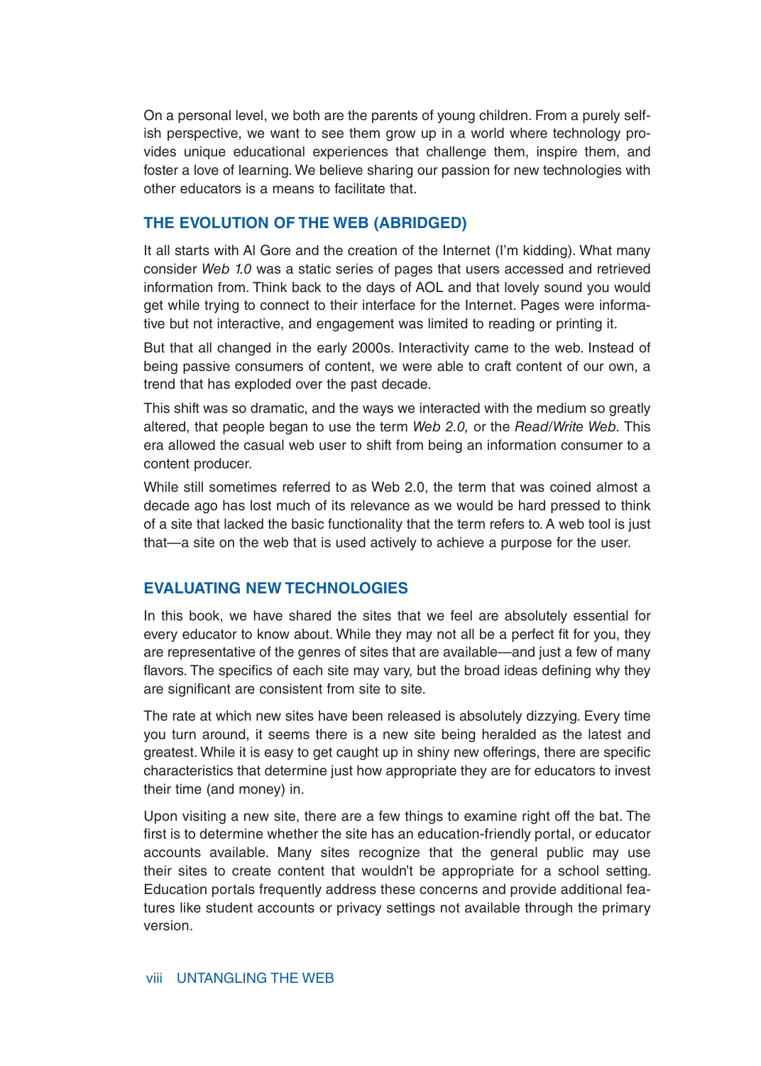On a personal level, we both are the parents of young children. From a purely selfish perspective, we want to see them grow up in a world where technology provides unique educational experiences that challenge them, inspire them, and foster a love of learning. We believe sharing our passion for new technologies with other educators is a means to facilitate that.

## THE EVOLUTION OF THE WEB (ABRIDGED)

It all starts with Al Gore and the creation of the Internet (I'm kidding). What many consider *Web 1.0* was a static series of pages that users accessed and retrieved information from. Think back to the days of AOL and that lovely sound you would get while trying to connect to their interface for the Internet. Pages were informative but not interactive, and engagement was limited to reading or printing it.

But that all changed in the early 2000s. Interactivity came to the web. Instead of being passive consumers of content, we were able to craft content of our own, a trend that has exploded over the past decade.

This shift was so dramatic, and the ways we interacted with the medium so greatly altered, that people began to use the term *Web 2.0,* or the *Read/Write Web.* This era allowed the casual web user to shift from being an information consumer to a content producer.

While still sometimes referred to as Web 2.0, the term that was coined almost a decade ago has lost much of its relevance as we would be hard pressed to think of a site that lacked the basic functionality that the term refers to. A web tool is just that—a site on the web that is used actively to achieve a purpose for the user.

## EVALUATING NEW TECHNOLOGIES

In this book, we have shared the sites that we feel are absolutely essential for every educator to know about. While they may not all be a perfect fit for you, they are representative of the genres of sites that are available—and just a few of many flavors. The specifics of each site may vary, but the broad ideas defining why they are significant are consistent from site to site.

The rate at which new sites have been released is absolutely dizzying. Every time you turn around, it seems there is a new site being heralded as the latest and greatest. While it is easy to get caught up in shiny new offerings, there are specific characteristics that determine just how appropriate they are for educators to invest their time (and money) in.

Upon visiting a new site, there are a few things to examine right off the bat. The first is to determine whether the site has an education-friendly portal, or educator accounts available. Many sites recognize that the general public may use their sites to create content that wouldn't be appropriate for a school setting. Education portals frequently address these concerns and provide additional features like student accounts or privacy settings not available through the primary version.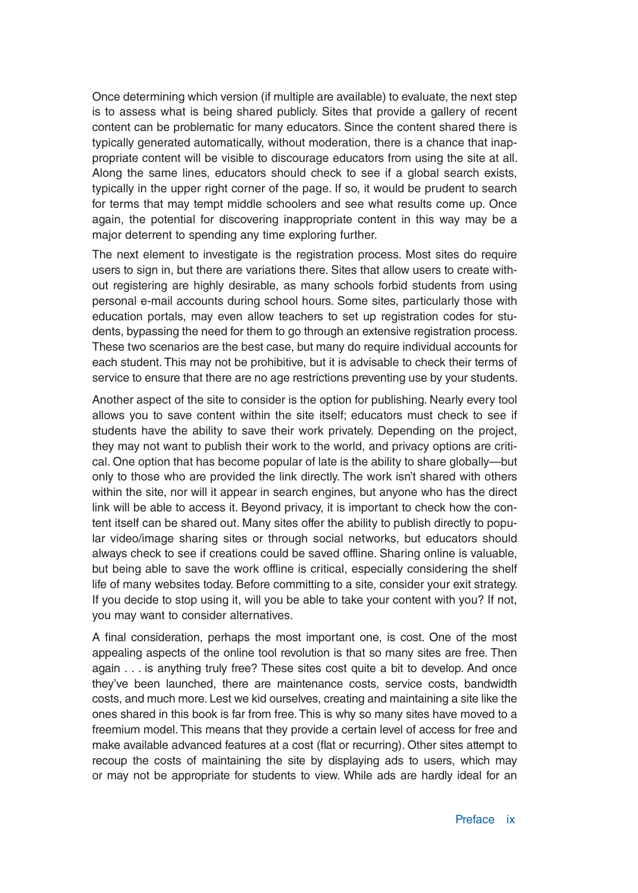Once determining which version (if multiple are available) to evaluate, the next step is to assess what is being shared publicly. Sites that provide a gallery of recent content can be problematic for many educators. Since the content shared there is typically generated automatically, without moderation, there is a chance that inappropriate content will be visible to discourage educators from using the site at all. Along the same lines, educators should check to see if a global search exists, typically in the upper right corner of the page. If so, it would be prudent to search for terms that may tempt middle schoolers and see what results come up. Once again, the potential for discovering inappropriate content in this way may be a major deterrent to spending any time exploring further.

The next element to investigate is the registration process. Most sites do require users to sign in, but there are variations there. Sites that allow users to create without registering are highly desirable, as many schools forbid students from using personal e-mail accounts during school hours. Some sites, particularly those with education portals, may even allow teachers to set up registration codes for students, bypassing the need for them to go through an extensive registration process. These two scenarios are the best case, but many do require individual accounts for each student. This may not be prohibitive, but it is advisable to check their terms of service to ensure that there are no age restrictions preventing use by your students.

Another aspect of the site to consider is the option for publishing. Nearly every tool allows you to save content within the site itself; educators must check to see if students have the ability to save their work privately. Depending on the project, they may not want to publish their work to the world, and privacy options are critical. One option that has become popular of late is the ability to share globally—but only to those who are provided the link directly. The work isn't shared with others within the site, nor will it appear in search engines, but anyone who has the direct link will be able to access it. Beyond privacy, it is important to check how the content itself can be shared out. Many sites offer the ability to publish directly to popular video/image sharing sites or through social networks, but educators should always check to see if creations could be saved offline. Sharing online is valuable, but being able to save the work offline is critical, especially considering the shelf life of many websites today. Before committing to a site, consider your exit strategy. If you decide to stop using it, will you be able to take your content with you? If not, you may want to consider alternatives.

A final consideration, perhaps the most important one, is cost. One of the most appealing aspects of the online tool revolution is that so many sites are free. Then again . . . is anything truly free? These sites cost quite a bit to develop. And once they've been launched, there are maintenance costs, service costs, bandwidth costs, and much more. Lest we kid ourselves, creating and maintaining a site like the ones shared in this book is far from free. This is why so many sites have moved to a freemium model. This means that they provide a certain level of access for free and make available advanced features at a cost (flat or recurring). Other sites attempt to recoup the costs of maintaining the site by displaying ads to users, which may or may not be appropriate for students to view. While ads are hardly ideal for an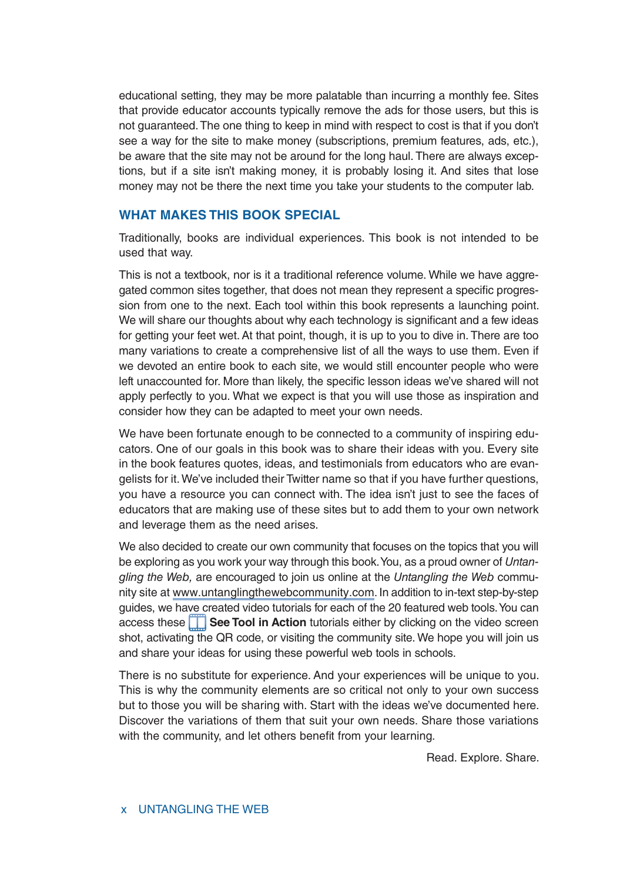educational setting, they may be more palatable than incurring a monthly fee. Sites that provide educator accounts typically remove the ads for those users, but this is not guaranteed. The one thing to keep in mind with respect to cost is that if you don't see a way for the site to make money (subscriptions, premium features, ads, etc.), be aware that the site may not be around for the long haul. There are always exceptions, but if a site isn't making money, it is probably losing it. And sites that lose money may not be there the next time you take your students to the computer lab.

## WHAT MAKES THIS BOOK SPECIAL

Traditionally, books are individual experiences. This book is not intended to be used that way.

This is not a textbook, nor is it a traditional reference volume. While we have aggregated common sites together, that does not mean they represent a specific progression from one to the next. Each tool within this book represents a launching point. We will share our thoughts about why each technology is significant and a few ideas for getting your feet wet. At that point, though, it is up to you to dive in. There are too many variations to create a comprehensive list of all the ways to use them. Even if we devoted an entire book to each site, we would still encounter people who were left unaccounted for. More than likely, the specific lesson ideas we've shared will not apply perfectly to you. What we expect is that you will use those as inspiration and consider how they can be adapted to meet your own needs.

We have been fortunate enough to be connected to a community of inspiring educators. One of our goals in this book was to share their ideas with you. Every site in the book features quotes, ideas, and testimonials from educators who are evangelists for it. We've included their Twitter name so that if you have further questions, you have a resource you can connect with. The idea isn't just to see the faces of educators that are making use of these sites but to add them to your own network and leverage them as the need arises.

We also decided to create our own community that focuses on the topics that you will be exploring as you work your way through this book. You, as a proud owner of *Untangling the Web,* are encouraged to join us online at the *Untangling the Web* community site at www.untanglingthewebcommunity.com. In addition to in-text step-by-step guides, we have created video tutorials for each of the 20 featured web tools. You can access these **See Tool in Action** tutorials either by clicking on the video screen shot, activating the QR code, or visiting the community site. We hope you will join us and share your ideas for using these powerful web tools in schools.

There is no substitute for experience. And your experiences will be unique to you. This is why the community elements are so critical not only to your own success but to those you will be sharing with. Start with the ideas we've documented here. Discover the variations of them that suit your own needs. Share those variations with the community, and let others benefit from your learning.

Read. Explore. Share.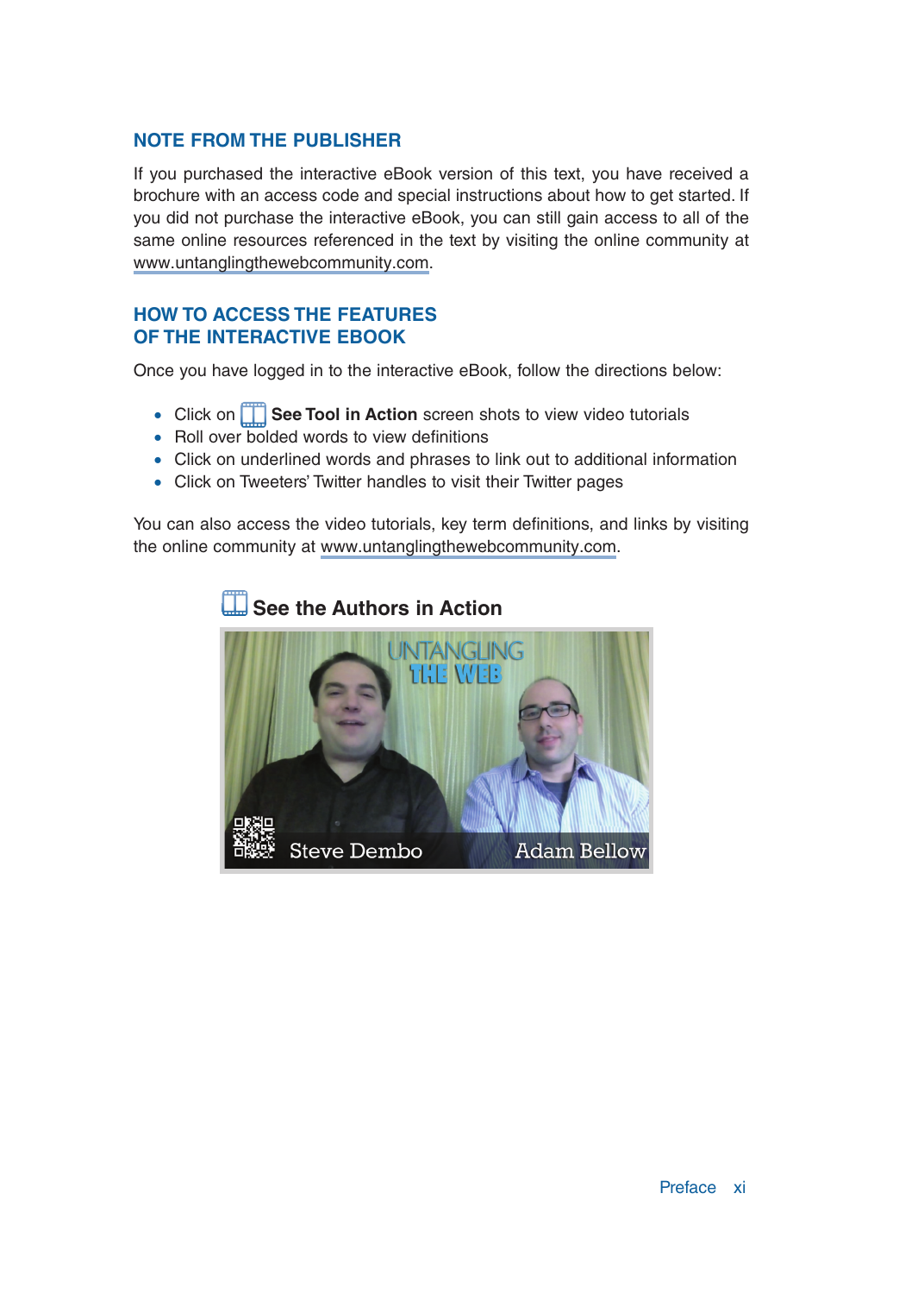## NOTE FROM THE PUBLISHER

If you purchased the interactive eBook version of this text, you have received a brochure with an access code and special instructions about how to get started. If you did not purchase the interactive eBook, you can still gain access to all of the same online resources referenced in the text by visiting the online community at www.untanglingthewebcommunity.com.

## HOW TO ACCESS THE FEATURES OF THE INTERACTIVE EBOOK

Once you have logged in to the interactive eBook, follow the directions below:

- Click on **See Tool in Action** screen shots to view video tutorials
- Roll over bolded words to view definitions
- Click on underlined words and phrases to link out to additional information
- Click on Tweeters' Twitter handles to visit their Twitter pages

You can also access the video tutorials, key term definitions, and links by visiting the online community at www.untanglingthewebcommunity.com.

**See the Authors in Action**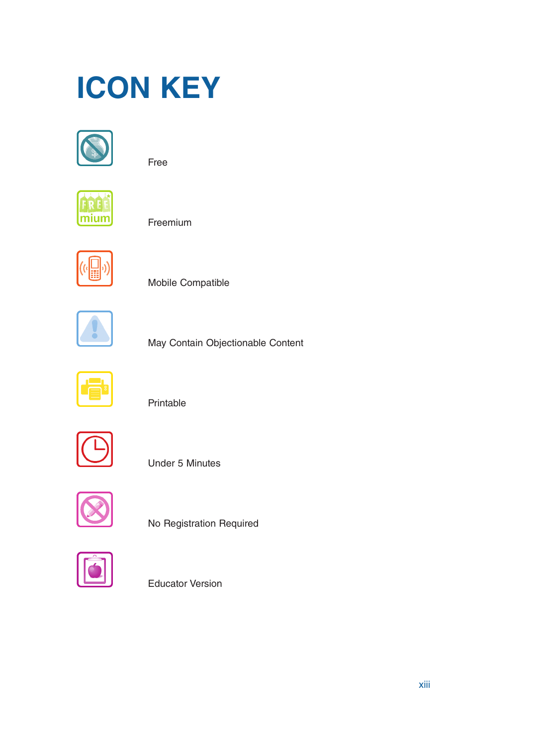# ICON KEY

Free

Freemium

Mobile Compatible

May Contain Objectionable Content

Printable

Under 5 Minutes

No Registration Required

Educator Version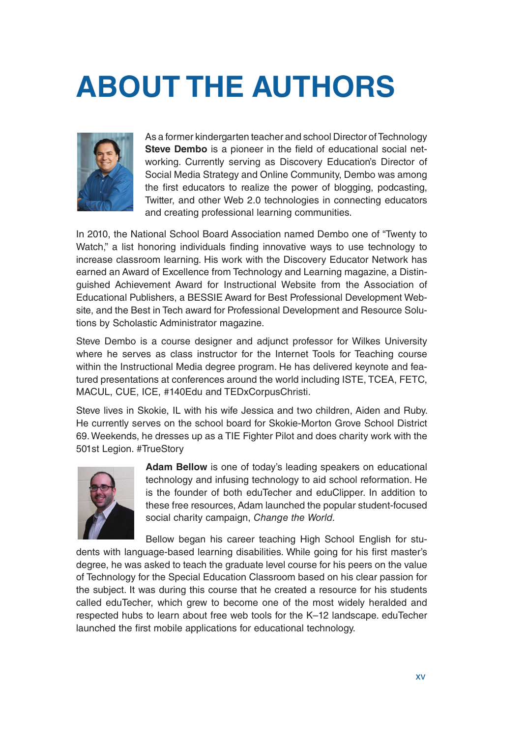# ABOUT THE AUTHORS

As a former kindergarten teacher and school Director of Technology **Steve Dembo** is a pioneer in the field of educational social networking. Currently serving as Discovery Education's Director of Social Media Strategy and Online Community, Dembo was among the first educators to realize the power of blogging, podcasting, Twitter, and other Web 2.0 technologies in connecting educators and creating professional learning communities.

In 2010, the National School Board Association named Dembo one of "Twenty to Watch," a list honoring individuals finding innovative ways to use technology to increase classroom learning. His work with the Discovery Educator Network has earned an Award of Excellence from Technology and Learning magazine, a Distinguished Achievement Award for Instructional Website from the Association of Educational Publishers, a BESSIE Award for Best Professional Development Website, and the Best in Tech award for Professional Development and Resource Solutions by Scholastic Administrator magazine.

Steve Dembo is a course designer and adjunct professor for Wilkes University where he serves as class instructor for the Internet Tools for Teaching course within the Instructional Media degree program. He has delivered keynote and featured presentations at conferences around the world including ISTE, TCEA, FETC, MACUL, CUE, ICE, #140Edu and TEDxCorpusChristi.

Steve lives in Skokie, IL with his wife Jessica and two children, Aiden and Ruby. He currently serves on the school board for Skokie-Morton Grove School District 69. Weekends, he dresses up as a TIE Fighter Pilot and does charity work with the 501st Legion. #TrueStory

**Adam Bellow** is one of today's leading speakers on educational technology and infusing technology to aid school reformation. He is the founder of both eduTecher and eduClipper. In addition to these free resources, Adam launched the popular student-focused social charity campaign, *Change the World.*

Bellow began his career teaching High School English for students with language-based learning disabilities. While going for his first master's degree, he was asked to teach the graduate level course for his peers on the value of Technology for the Special Education Classroom based on his clear passion for the subject. It was during this course that he created a resource for his students called eduTecher, which grew to become one of the most widely heralded and respected hubs to learn about free web tools for the K–12 landscape. eduTecher launched the first mobile applications for educational technology.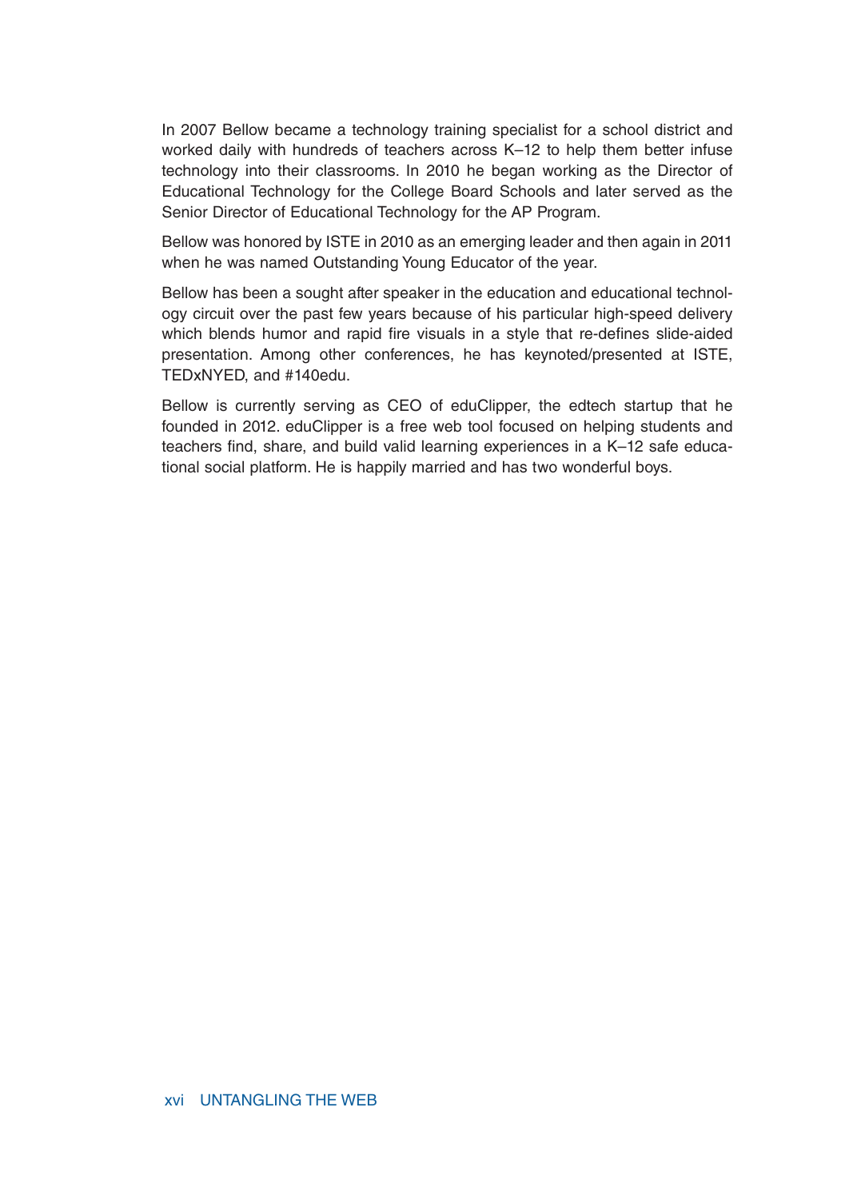In 2007 Bellow became a technology training specialist for a school district and worked daily with hundreds of teachers across K–12 to help them better infuse technology into their classrooms. In 2010 he began working as the Director of Educational Technology for the College Board Schools and later served as the Senior Director of Educational Technology for the AP Program.

Bellow was honored by ISTE in 2010 as an emerging leader and then again in 2011 when he was named Outstanding Young Educator of the year.

Bellow has been a sought after speaker in the education and educational technology circuit over the past few years because of his particular high-speed delivery which blends humor and rapid fire visuals in a style that re-defines slide-aided presentation. Among other conferences, he has keynoted/presented at ISTE, TEDxNYED, and #140edu.

Bellow is currently serving as CEO of eduClipper, the edtech startup that he founded in 2012. eduClipper is a free web tool focused on helping students and teachers find, share, and build valid learning experiences in a K–12 safe educational social platform. He is happily married and has two wonderful boys.